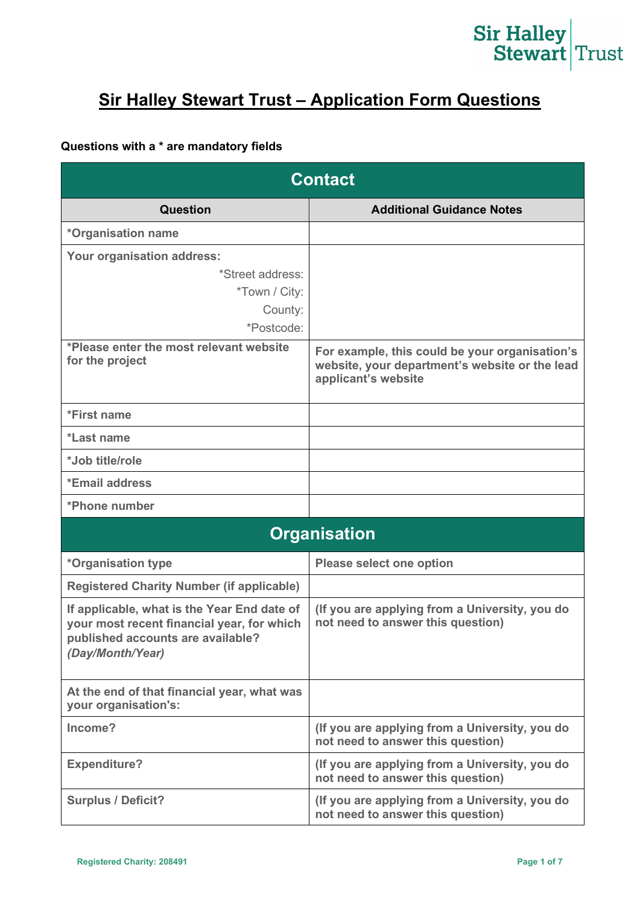# Sir Halley Stewart Trust – Application Form Questions

**Questions with a * are mandatory fields**

| Contact | |
|---|---|
| **Question** | **Additional Guidance Notes** |
| ***Organisation name** | |
| **Your organisation address:**<br>*Street address:<br>*Town / City:<br>County:<br>*Postcode: | |
| ***Please enter the most relevant website for the project** | **For example, this could be your organisation's website, your department's website or the lead applicant's website** |
| ***First name** | |
| ***Last name** | |
| ***Job title/role** | |
| ***Email address** | |
| ***Phone number** | |
| **Organisation** | |
| ***Organisation type** | **Please select one option** |
| **Registered Charity Number (if applicable)** | |
| **If applicable, what is the Year End date of your most recent financial year, for which published accounts are available? *(Day/Month/Year)*** | **(If you are applying from a University, you do not need to answer this question)** |
| **At the end of that financial year, what was your organisation's:** | |
| **Income?** | **(If you are applying from a University, you do not need to answer this question)** |
| **Expenditure?** | **(If you are applying from a University, you do not need to answer this question)** |
| **Surplus / Deficit?** | **(If you are applying from a University, you do not need to answer this question)** |

Registered Charity: 208491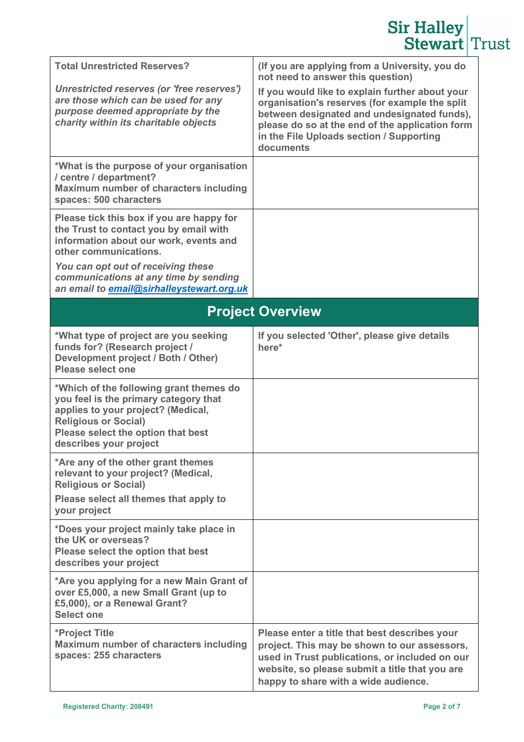| | |
|---|---|
| **Total Unrestricted Reserves?**<br><br>***Unrestricted reserves (or 'free reserves') are those which can be used for any purpose deemed appropriate by the charity within its charitable objects*** | **(If you are applying from a University, you do not need to answer this question)**<br><br>**If you would like to explain further about your organisation's reserves (for example the split between designated and undesignated funds), please do so at the end of the application form in the File Uploads section / Supporting documents** |
| **\*What is the purpose of your organisation / centre / department?**<br>**Maximum number of characters including spaces: 500 characters** | |
| **Please tick this box if you are happy for the Trust to contact you by email with information about our work, events and other communications.**<br><br>***You can opt out of receiving these communications at any time by sending an email to email@sirhalleystewart.org.uk*** | |

## Project Overview

| | |
|---|---|
| **\*What type of project are you seeking funds for? (Research project / Development project / Both / Other)**<br>**Please select one** | **If you selected 'Other', please give details here\*** |
| **\*Which of the following grant themes do you feel is the primary category that applies to your project? (Medical, Religious or Social)**<br>**Please select the option that best describes your project** | |
| **\*Are any of the other grant themes relevant to your project? (Medical, Religious or Social)**<br><br>**Please select all themes that apply to your project** | |
| **\*Does your project mainly take place in the UK or overseas?**<br>**Please select the option that best describes your project** | |
| **\*Are you applying for a new Main Grant of over £5,000, a new Small Grant (up to £5,000), or a Renewal Grant?**<br>**Select one** | |
| **\*Project Title**<br>**Maximum number of characters including spaces: 255 characters** | **Please enter a title that best describes your project. This may be shown to our assessors, used in Trust publications, or included on our website, so please submit a title that you are happy to share with a wide audience.** |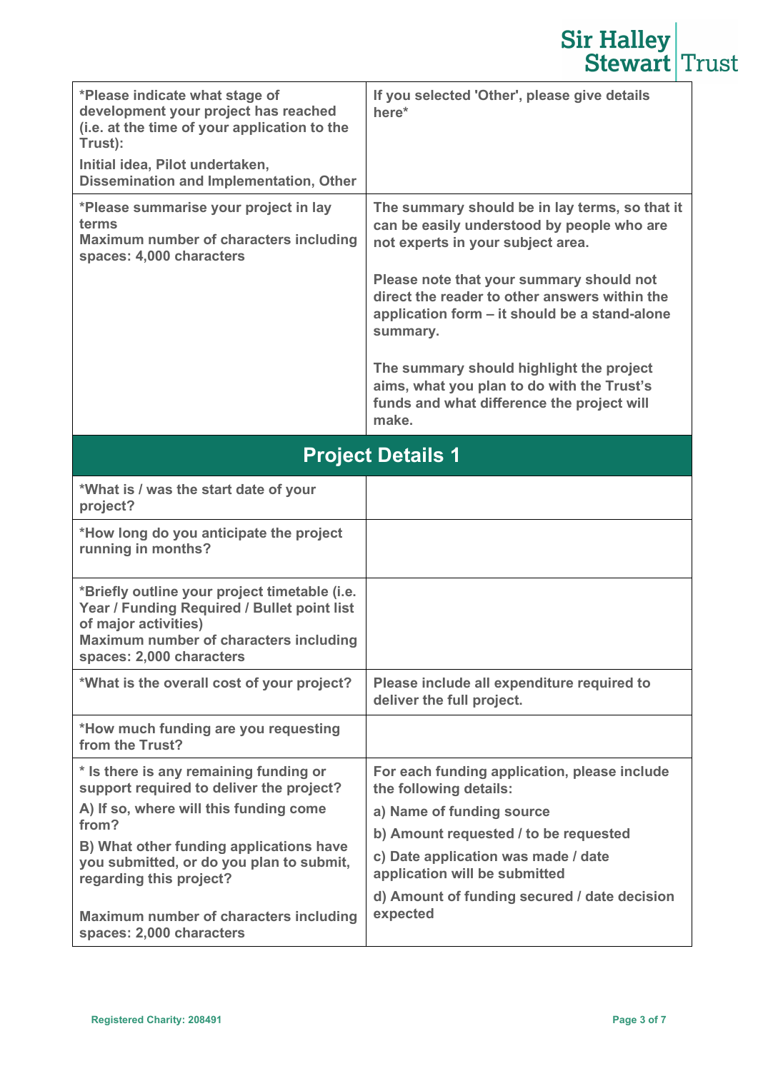| | |
|---|---|
| *Please indicate what stage of development your project has reached (i.e. at the time of your application to the Trust):<br>Initial idea, Pilot undertaken, Dissemination and Implementation, Other | If you selected 'Other', please give details here* |
| *Please summarise your project in lay terms<br>Maximum number of characters including spaces: 4,000 characters | The summary should be in lay terms, so that it can be easily understood by people who are not experts in your subject area.<br><br>Please note that your summary should not direct the reader to other answers within the application form – it should be a stand-alone summary.<br><br>The summary should highlight the project aims, what you plan to do with the Trust's funds and what difference the project will make. |

## Project Details 1

| | |
|---|---|
| *What is / was the start date of your project? | |
| *How long do you anticipate the project running in months? | |
| *Briefly outline your project timetable (i.e. Year / Funding Required / Bullet point list of major activities)<br>Maximum number of characters including spaces: 2,000 characters | |
| *What is the overall cost of your project? | Please include all expenditure required to deliver the full project. |
| *How much funding are you requesting from the Trust? | |
| * Is there is any remaining funding or support required to deliver the project?<br>A) If so, where will this funding come from?<br>B) What other funding applications have you submitted, or do you plan to submit, regarding this project?<br><br>Maximum number of characters including spaces: 2,000 characters | For each funding application, please include the following details:<br>a) Name of funding source<br>b) Amount requested / to be requested<br>c) Date application was made / date application will be submitted<br>d) Amount of funding secured / date decision expected |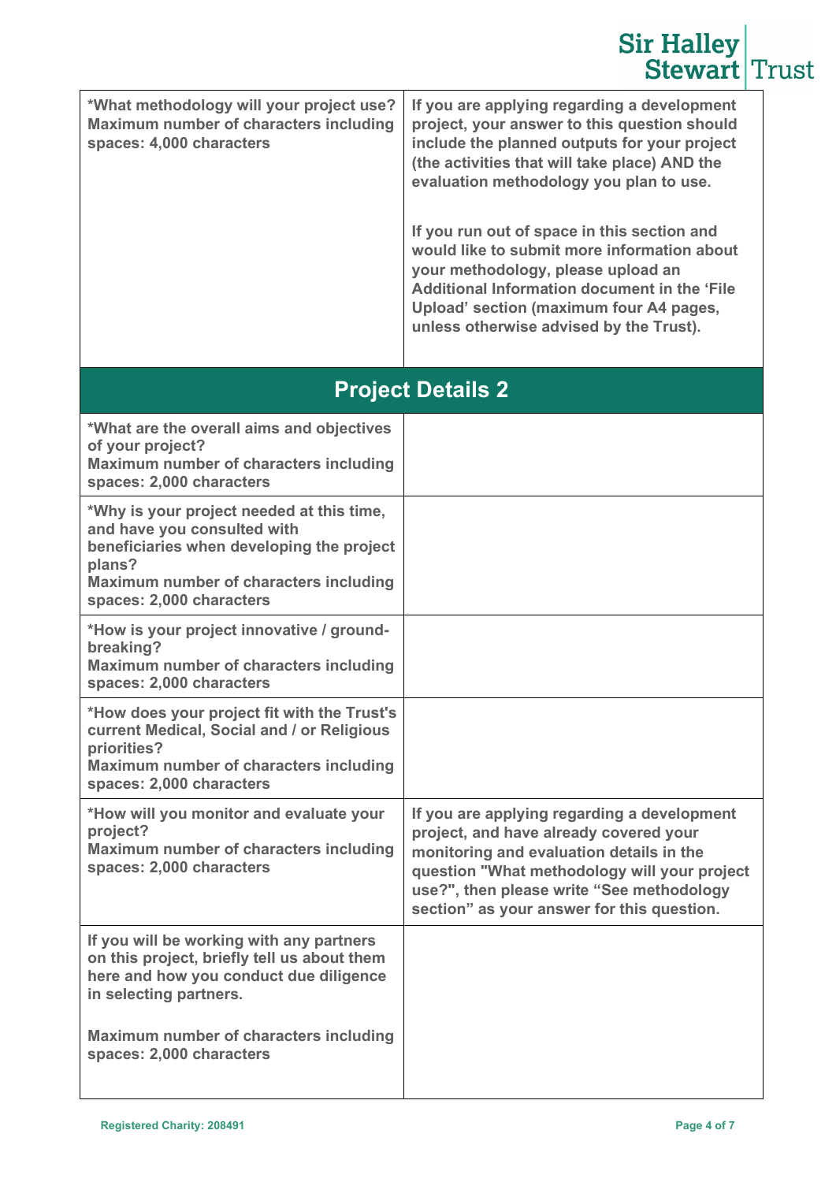| | |
|---|---|
| **\*What methodology will your project use?**<br>**Maximum number of characters including spaces: 4,000 characters** | **If you are applying regarding a development project, your answer to this question should include the planned outputs for your project (the activities that will take place) AND the evaluation methodology you plan to use.**<br><br>**If you run out of space in this section and would like to submit more information about your methodology, please upload an Additional Information document in the 'File Upload' section (maximum four A4 pages, unless otherwise advised by the Trust).** |

## Project Details 2

| | |
|---|---|
| **\*What are the overall aims and objectives of your project?**<br>**Maximum number of characters including spaces: 2,000 characters** | |
| **\*Why is your project needed at this time, and have you consulted with beneficiaries when developing the project plans?**<br>**Maximum number of characters including spaces: 2,000 characters** | |
| **\*How is your project innovative / ground-breaking?**<br>**Maximum number of characters including spaces: 2,000 characters** | |
| **\*How does your project fit with the Trust's current Medical, Social and / or Religious priorities?**<br>**Maximum number of characters including spaces: 2,000 characters** | |
| **\*How will you monitor and evaluate your project?**<br>**Maximum number of characters including spaces: 2,000 characters** | **If you are applying regarding a development project, and have already covered your monitoring and evaluation details in the question "What methodology will your project use?", then please write "See methodology section" as your answer for this question.** |
| **If you will be working with any partners on this project, briefly tell us about them here and how you conduct due diligence in selecting partners.**<br><br>**Maximum number of characters including spaces: 2,000 characters** | |

Registered Charity: 208491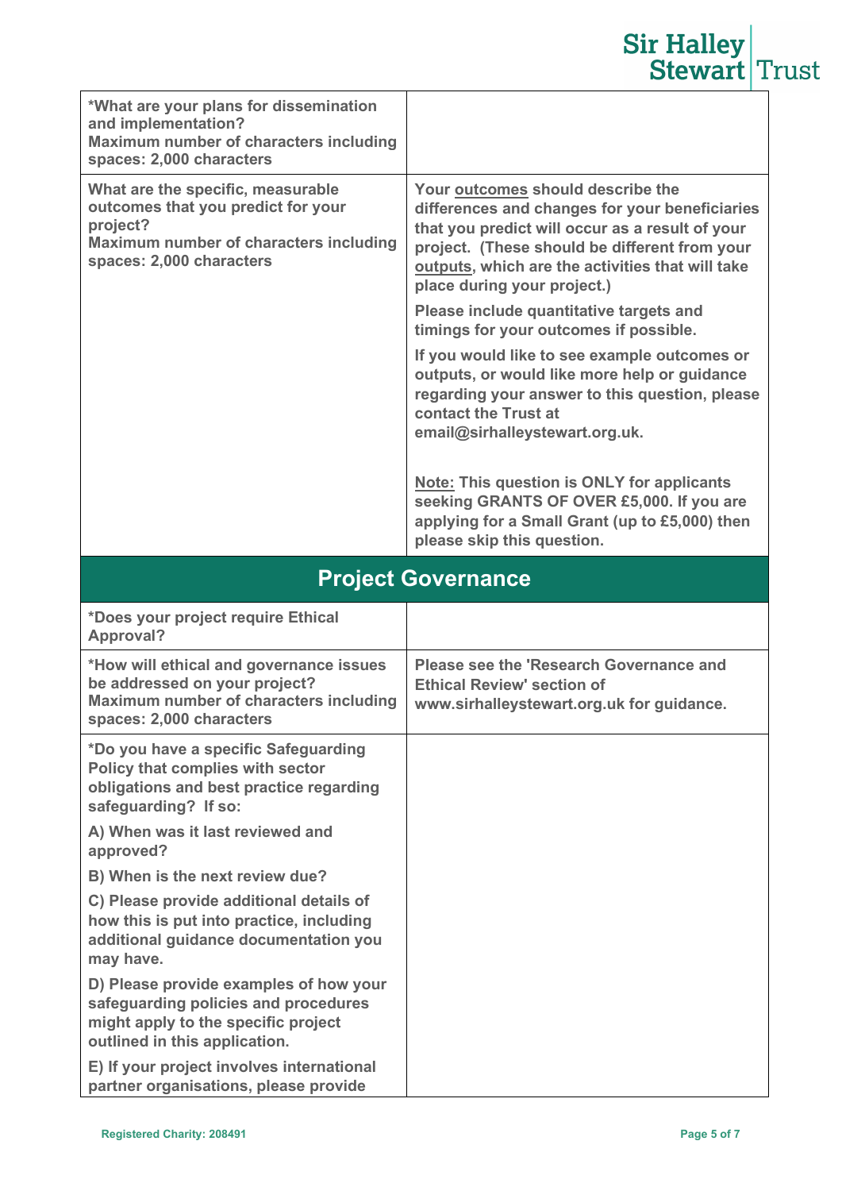| | |
|---|---|
| **\*What are your plans for dissemination and implementation?**<br>**Maximum number of characters including spaces: 2,000 characters** | |
| **What are the specific, measurable outcomes that you predict for your project?**<br>**Maximum number of characters including spaces: 2,000 characters** | **Your outcomes should describe the differences and changes for your beneficiaries that you predict will occur as a result of your project. (These should be different from your outputs, which are the activities that will take place during your project.)**<br><br>**Please include quantitative targets and timings for your outcomes if possible.**<br><br>**If you would like to see example outcomes or outputs, or would like more help or guidance regarding your answer to this question, please contact the Trust at email@sirhalleystewart.org.uk.**<br><br>**Note: This question is ONLY for applicants seeking GRANTS OF OVER £5,000. If you are applying for a Small Grant (up to £5,000) then please skip this question.** |

## Project Governance

| | |
|---|---|
| **\*Does your project require Ethical Approval?** | |
| **\*How will ethical and governance issues be addressed on your project?**<br>**Maximum number of characters including spaces: 2,000 characters** | **Please see the 'Research Governance and Ethical Review' section of www.sirhalleystewart.org.uk for guidance.** |
| **\*Do you have a specific Safeguarding Policy that complies with sector obligations and best practice regarding safeguarding? If so:**<br><br>**A) When was it last reviewed and approved?**<br><br>**B) When is the next review due?**<br><br>**C) Please provide additional details of how this is put into practice, including additional guidance documentation you may have.**<br><br>**D) Please provide examples of how your safeguarding policies and procedures might apply to the specific project outlined in this application.**<br><br>**E) If your project involves international partner organisations, please provide** | |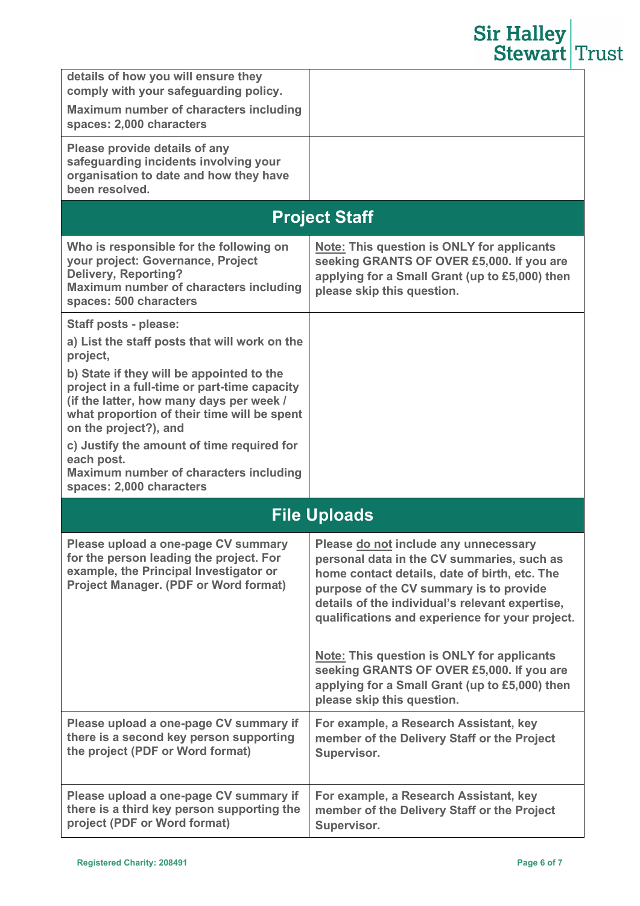| | |
|---|---|
| **details of how you will ensure they comply with your safeguarding policy.** **Maximum number of characters including spaces: 2,000 characters** | |
| **Please provide details of any safeguarding incidents involving your organisation to date and how they have been resolved.** | |

## Project Staff

| | |
|---|---|
| **Who is responsible for the following on your project: Governance, Project Delivery, Reporting?** **Maximum number of characters including spaces: 500 characters** | **Note: This question is ONLY for applicants seeking GRANTS OF OVER £5,000. If you are applying for a Small Grant (up to £5,000) then please skip this question.** |
| **Staff posts - please:** **a) List the staff posts that will work on the project,** **b) State if they will be appointed to the project in a full-time or part-time capacity (if the latter, how many days per week / what proportion of their time will be spent on the project?), and** **c) Justify the amount of time required for each post.** **Maximum number of characters including spaces: 2,000 characters** | |

## File Uploads

| | |
|---|---|
| **Please upload a one-page CV summary for the person leading the project. For example, the Principal Investigator or Project Manager. (PDF or Word format)** | **Please do not include any unnecessary personal data in the CV summaries, such as home contact details, date of birth, etc. The purpose of the CV summary is to provide details of the individual's relevant expertise, qualifications and experience for your project.** **Note: This question is ONLY for applicants seeking GRANTS OF OVER £5,000. If you are applying for a Small Grant (up to £5,000) then please skip this question.** |
| **Please upload a one-page CV summary if there is a second key person supporting the project (PDF or Word format)** | **For example, a Research Assistant, key member of the Delivery Staff or the Project Supervisor.** |
| **Please upload a one-page CV summary if there is a third key person supporting the project (PDF or Word format)** | **For example, a Research Assistant, key member of the Delivery Staff or the Project Supervisor.** |

**Registered Charity: 208491**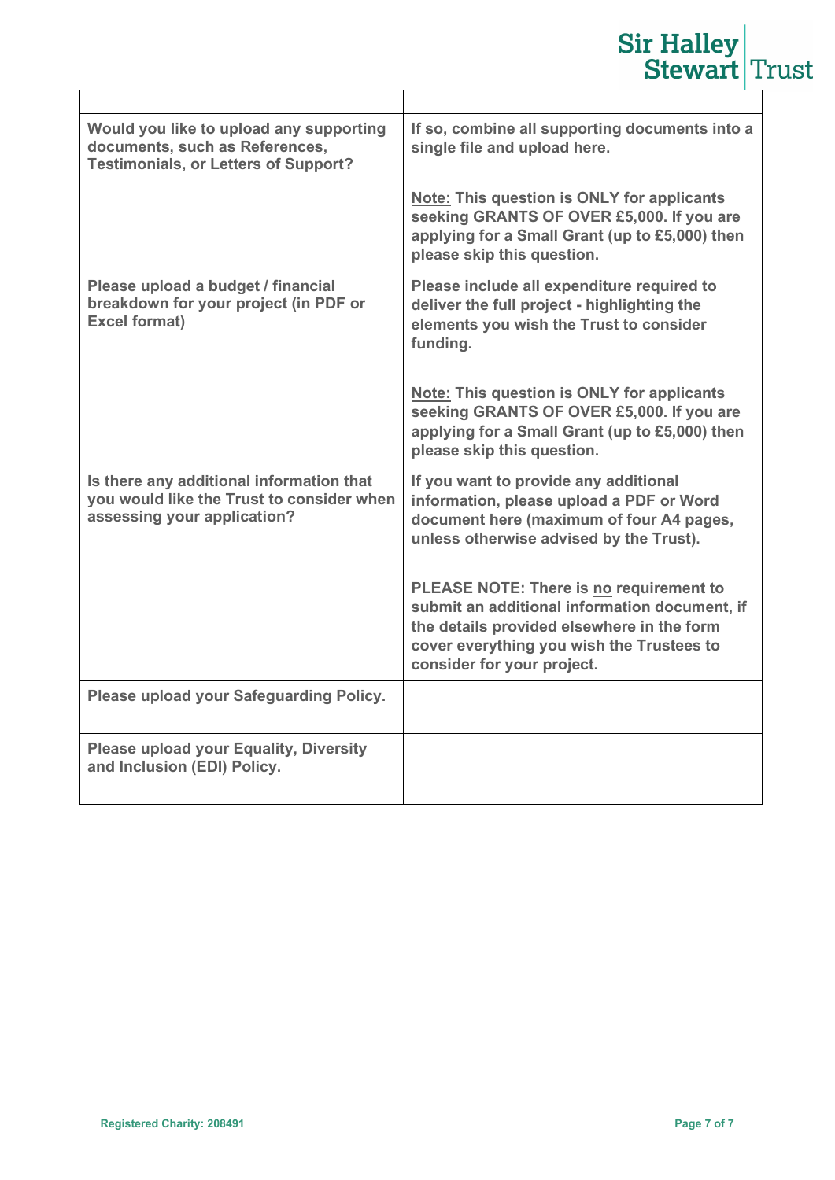| | |
|---|---|
| **Would you like to upload any supporting documents, such as References, Testimonials, or Letters of Support?** | **If so, combine all supporting documents into a single file and upload here.**<br><br>**Note: This question is ONLY for applicants seeking GRANTS OF OVER £5,000. If you are applying for a Small Grant (up to £5,000) then please skip this question.** |
| **Please upload a budget / financial breakdown for your project (in PDF or Excel format)** | **Please include all expenditure required to deliver the full project - highlighting the elements you wish the Trust to consider funding.**<br><br>**Note: This question is ONLY for applicants seeking GRANTS OF OVER £5,000. If you are applying for a Small Grant (up to £5,000) then please skip this question.** |
| **Is there any additional information that you would like the Trust to consider when assessing your application?** | **If you want to provide any additional information, please upload a PDF or Word document here (maximum of four A4 pages, unless otherwise advised by the Trust).**<br><br>**PLEASE NOTE: There is no requirement to submit an additional information document, if the details provided elsewhere in the form cover everything you wish the Trustees to consider for your project.** |
| **Please upload your Safeguarding Policy.** | |
| **Please upload your Equality, Diversity and Inclusion (EDI) Policy.** | |

Registered Charity: 208491